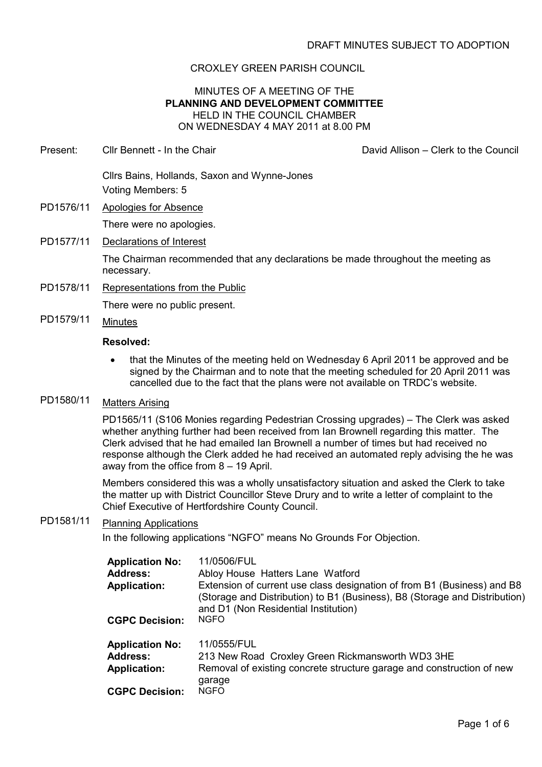DRAFT MINUTES SUBJECT TO ADOPTION

CROXLEY GREEN PARISH COUNCIL

MINUTES OF A MEETING OF THE
**PLANNING AND DEVELOPMENT COMMITTEE**
HELD IN THE COUNCIL CHAMBER
ON WEDNESDAY 4 MAY 2011 at 8.00 PM

Present: Cllr Bennett - In the Chair David Allison – Clerk to the Council

Cllrs Bains, Hollands, Saxon and Wynne-Jones
Voting Members: 5

PD1576/11 Apologies for Absence

There were no apologies.

PD1577/11 Declarations of Interest

The Chairman recommended that any declarations be made throughout the meeting as necessary.

PD1578/11 Representations from the Public

There were no public present.

PD1579/11 Minutes

**Resolved:**

- that the Minutes of the meeting held on Wednesday 6 April 2011 be approved and be signed by the Chairman and to note that the meeting scheduled for 20 April 2011 was cancelled due to the fact that the plans were not available on TRDC's website.

PD1580/11 Matters Arising

PD1565/11 (S106 Monies regarding Pedestrian Crossing upgrades) – The Clerk was asked whether anything further had been received from Ian Brownell regarding this matter. The Clerk advised that he had emailed Ian Brownell a number of times but had received no response although the Clerk added he had received an automated reply advising the he was away from the office from 8 – 19 April.

Members considered this was a wholly unsatisfactory situation and asked the Clerk to take the matter up with District Councillor Steve Drury and to write a letter of complaint to the Chief Executive of Hertfordshire County Council.

PD1581/11 Planning Applications

In the following applications "NGFO" means No Grounds For Objection.

| | |
|---|---|
| **Application No:** | 11/0506/FUL |
| **Address:** | Abloy House Hatters Lane Watford |
| **Application:** | Extension of current use class designation of from B1 (Business) and B8 (Storage and Distribution) to B1 (Business), B8 (Storage and Distribution) and D1 (Non Residential Institution) |
| **CGPC Decision:** | NGFO |

| | |
|---|---|
| **Application No:** | 11/0555/FUL |
| **Address:** | 213 New Road Croxley Green Rickmansworth WD3 3HE |
| **Application:** | Removal of existing concrete structure garage and construction of new garage |
| **CGPC Decision:** | NGFO |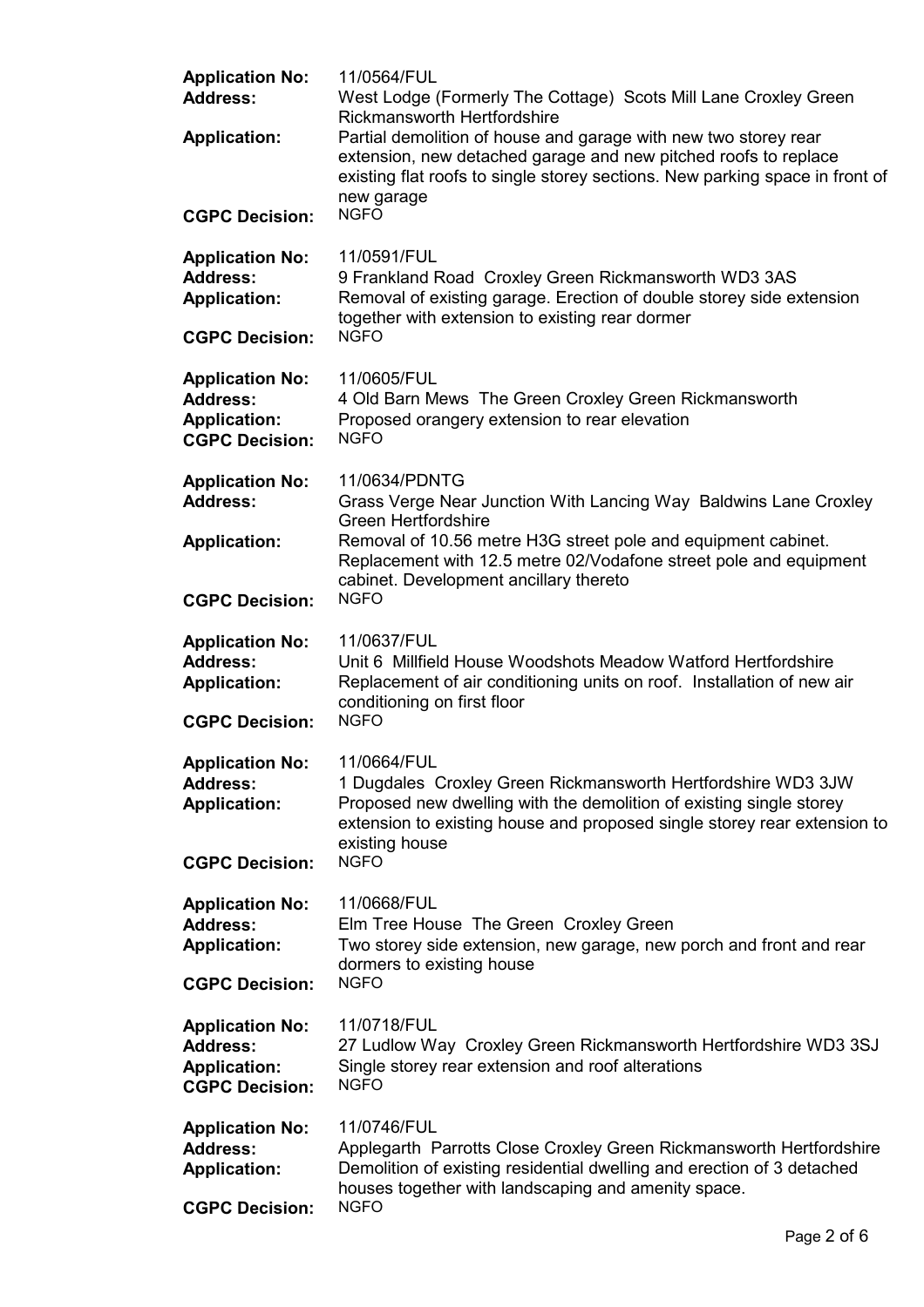**Application No:** 11/0564/FUL
**Address:** West Lodge (Formerly The Cottage) Scots Mill Lane Croxley Green Rickmansworth Hertfordshire
**Application:** Partial demolition of house and garage with new two storey rear extension, new detached garage and new pitched roofs to replace existing flat roofs to single storey sections. New parking space in front of new garage
**CGPC Decision:** NGFO

**Application No:** 11/0591/FUL
**Address:** 9 Frankland Road Croxley Green Rickmansworth WD3 3AS
**Application:** Removal of existing garage. Erection of double storey side extension together with extension to existing rear dormer
**CGPC Decision:** NGFO

**Application No:** 11/0605/FUL
**Address:** 4 Old Barn Mews The Green Croxley Green Rickmansworth
**Application:** Proposed orangery extension to rear elevation
**CGPC Decision:** NGFO

**Application No:** 11/0634/PDNTG
**Address:** Grass Verge Near Junction With Lancing Way Baldwins Lane Croxley Green Hertfordshire
**Application:** Removal of 10.56 metre H3G street pole and equipment cabinet. Replacement with 12.5 metre 02/Vodafone street pole and equipment cabinet. Development ancillary thereto
**CGPC Decision:** NGFO

**Application No:** 11/0637/FUL
**Address:** Unit 6 Millfield House Woodshots Meadow Watford Hertfordshire
**Application:** Replacement of air conditioning units on roof. Installation of new air conditioning on first floor
**CGPC Decision:** NGFO

**Application No:** 11/0664/FUL
**Address:** 1 Dugdales Croxley Green Rickmansworth Hertfordshire WD3 3JW
**Application:** Proposed new dwelling with the demolition of existing single storey extension to existing house and proposed single storey rear extension to existing house
**CGPC Decision:** NGFO

**Application No:** 11/0668/FUL
**Address:** Elm Tree House The Green Croxley Green
**Application:** Two storey side extension, new garage, new porch and front and rear dormers to existing house
**CGPC Decision:** NGFO

**Application No:** 11/0718/FUL
**Address:** 27 Ludlow Way Croxley Green Rickmansworth Hertfordshire WD3 3SJ
**Application:** Single storey rear extension and roof alterations
**CGPC Decision:** NGFO

**Application No:** 11/0746/FUL
**Address:** Applegarth Parrotts Close Croxley Green Rickmansworth Hertfordshire
**Application:** Demolition of existing residential dwelling and erection of 3 detached houses together with landscaping and amenity space.
**CGPC Decision:** NGFO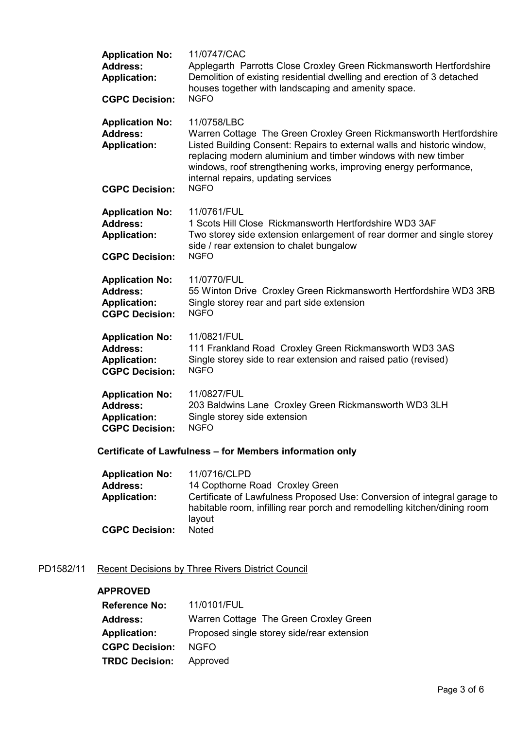**Application No:** 11/0747/CAC
**Address:** Applegarth Parrotts Close Croxley Green Rickmansworth Hertfordshire
**Application:** Demolition of existing residential dwelling and erection of 3 detached houses together with landscaping and amenity space.
**CGPC Decision:** NGFO

**Application No:** 11/0758/LBC
**Address:** Warren Cottage The Green Croxley Green Rickmansworth Hertfordshire
**Application:** Listed Building Consent: Repairs to external walls and historic window, replacing modern aluminium and timber windows with new timber windows, roof strengthening works, improving energy performance, internal repairs, updating services
**CGPC Decision:** NGFO

**Application No:** 11/0761/FUL
**Address:** 1 Scots Hill Close Rickmansworth Hertfordshire WD3 3AF
**Application:** Two storey side extension enlargement of rear dormer and single storey side / rear extension to chalet bungalow
**CGPC Decision:** NGFO

**Application No:** 11/0770/FUL
**Address:** 55 Winton Drive Croxley Green Rickmansworth Hertfordshire WD3 3RB
**Application:** Single storey rear and part side extension
**CGPC Decision:** NGFO

**Application No:** 11/0821/FUL
**Address:** 111 Frankland Road Croxley Green Rickmansworth WD3 3AS
**Application:** Single storey side to rear extension and raised patio (revised)
**CGPC Decision:** NGFO

**Application No:** 11/0827/FUL
**Address:** 203 Baldwins Lane Croxley Green Rickmansworth WD3 3LH
**Application:** Single storey side extension
**CGPC Decision:** NGFO

**Certificate of Lawfulness – for Members information only**

**Application No:** 11/0716/CLPD
**Address:** 14 Copthorne Road Croxley Green
**Application:** Certificate of Lawfulness Proposed Use: Conversion of integral garage to habitable room, infilling rear porch and remodelling kitchen/dining room layout
**CGPC Decision:** Noted

PD1582/11 Recent Decisions by Three Rivers District Council

**APPROVED**

**Reference No:** 11/0101/FUL
**Address:** Warren Cottage The Green Croxley Green
**Application:** Proposed single storey side/rear extension
**CGPC Decision:** NGFO
**TRDC Decision:** Approved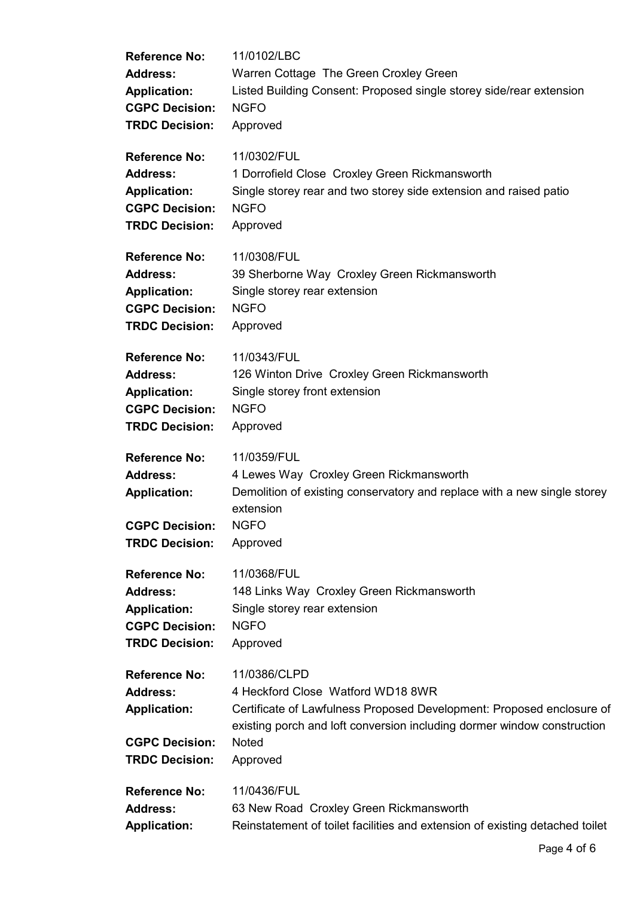**Reference No:** 11/0102/LBC
**Address:** Warren Cottage The Green Croxley Green
**Application:** Listed Building Consent: Proposed single storey side/rear extension
**CGPC Decision:** NGFO
**TRDC Decision:** Approved

**Reference No:** 11/0302/FUL
**Address:** 1 Dorrofield Close Croxley Green Rickmansworth
**Application:** Single storey rear and two storey side extension and raised patio
**CGPC Decision:** NGFO
**TRDC Decision:** Approved

**Reference No:** 11/0308/FUL
**Address:** 39 Sherborne Way Croxley Green Rickmansworth
**Application:** Single storey rear extension
**CGPC Decision:** NGFO
**TRDC Decision:** Approved

**Reference No:** 11/0343/FUL
**Address:** 126 Winton Drive Croxley Green Rickmansworth
**Application:** Single storey front extension
**CGPC Decision:** NGFO
**TRDC Decision:** Approved

**Reference No:** 11/0359/FUL
**Address:** 4 Lewes Way Croxley Green Rickmansworth
**Application:** Demolition of existing conservatory and replace with a new single storey extension
**CGPC Decision:** NGFO
**TRDC Decision:** Approved

**Reference No:** 11/0368/FUL
**Address:** 148 Links Way Croxley Green Rickmansworth
**Application:** Single storey rear extension
**CGPC Decision:** NGFO
**TRDC Decision:** Approved

**Reference No:** 11/0386/CLPD
**Address:** 4 Heckford Close Watford WD18 8WR
**Application:** Certificate of Lawfulness Proposed Development: Proposed enclosure of existing porch and loft conversion including dormer window construction
**CGPC Decision:** Noted
**TRDC Decision:** Approved

**Reference No:** 11/0436/FUL
**Address:** 63 New Road Croxley Green Rickmansworth
**Application:** Reinstatement of toilet facilities and extension of existing detached toilet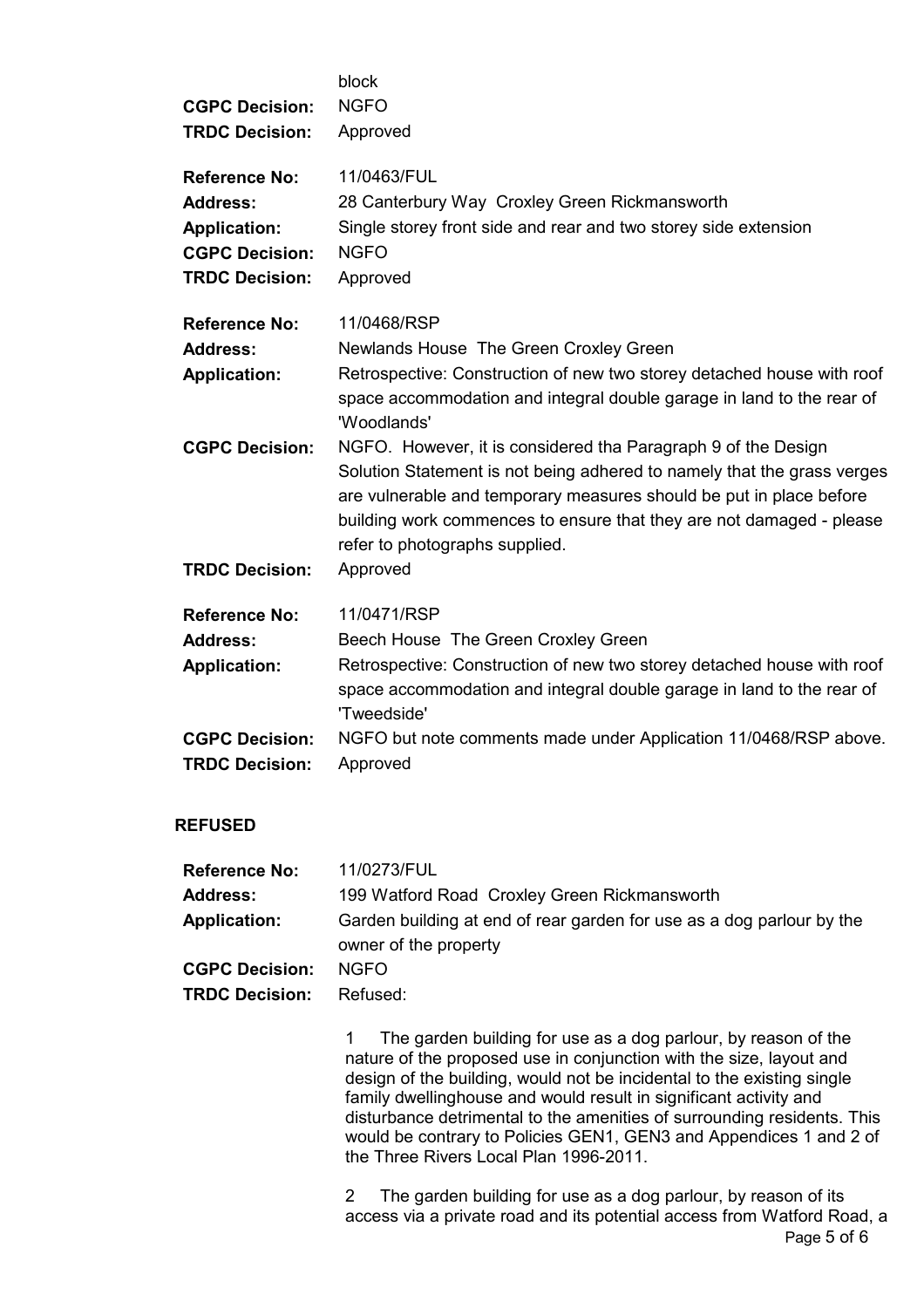| | |
|---|---|
| | block |
| **CGPC Decision:** | NGFO |
| **TRDC Decision:** | Approved |

| | |
|---|---|
| **Reference No:** | 11/0463/FUL |
| **Address:** | 28 Canterbury Way Croxley Green Rickmansworth |
| **Application:** | Single storey front side and rear and two storey side extension |
| **CGPC Decision:** | NGFO |
| **TRDC Decision:** | Approved |

| | |
|---|---|
| **Reference No:** | 11/0468/RSP |
| **Address:** | Newlands House The Green Croxley Green |
| **Application:** | Retrospective: Construction of new two storey detached house with roof space accommodation and integral double garage in land to the rear of 'Woodlands' |
| **CGPC Decision:** | NGFO. However, it is considered tha Paragraph 9 of the Design Solution Statement is not being adhered to namely that the grass verges are vulnerable and temporary measures should be put in place before building work commences to ensure that they are not damaged - please refer to photographs supplied. |
| **TRDC Decision:** | Approved |

| | |
|---|---|
| **Reference No:** | 11/0471/RSP |
| **Address:** | Beech House The Green Croxley Green |
| **Application:** | Retrospective: Construction of new two storey detached house with roof space accommodation and integral double garage in land to the rear of 'Tweedside' |
| **CGPC Decision:** | NGFO but note comments made under Application 11/0468/RSP above. |
| **TRDC Decision:** | Approved |

**REFUSED**

| | |
|---|---|
| **Reference No:** | 11/0273/FUL |
| **Address:** | 199 Watford Road Croxley Green Rickmansworth |
| **Application:** | Garden building at end of rear garden for use as a dog parlour by the owner of the property |
| **CGPC Decision:** | NGFO |
| **TRDC Decision:** | Refused: |

1 The garden building for use as a dog parlour, by reason of the nature of the proposed use in conjunction with the size, layout and design of the building, would not be incidental to the existing single family dwellinghouse and would result in significant activity and disturbance detrimental to the amenities of surrounding residents. This would be contrary to Policies GEN1, GEN3 and Appendices 1 and 2 of the Three Rivers Local Plan 1996-2011.

2 The garden building for use as a dog parlour, by reason of its access via a private road and its potential access from Watford Road, a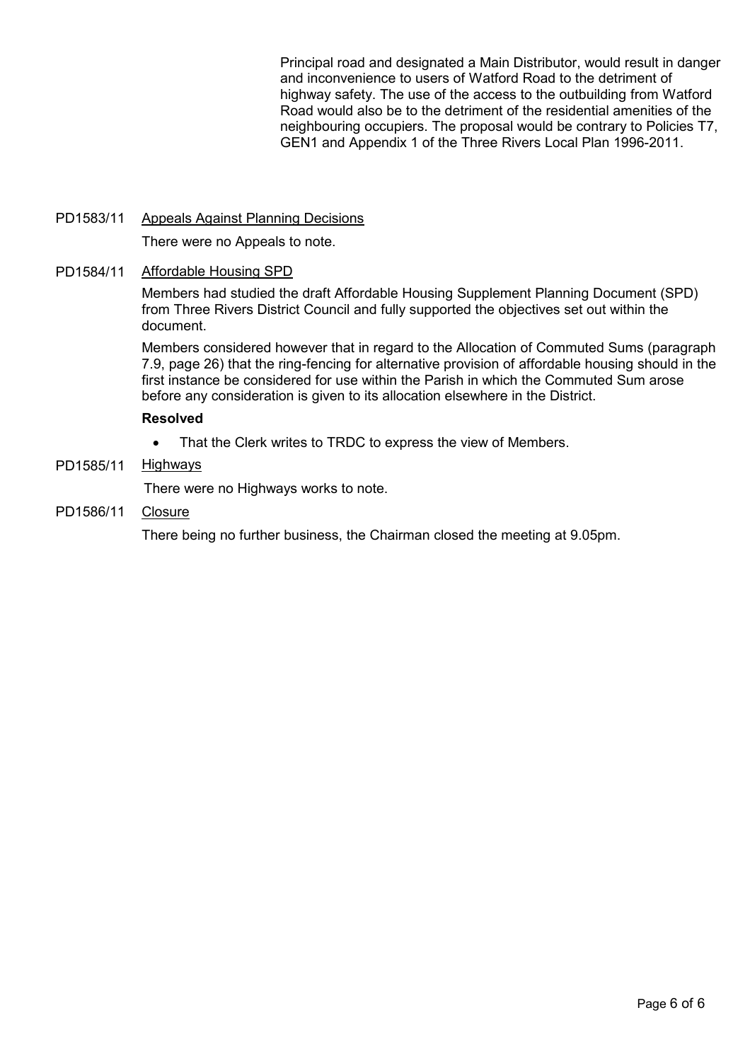Principal road and designated a Main Distributor, would result in danger and inconvenience to users of Watford Road to the detriment of highway safety. The use of the access to the outbuilding from Watford Road would also be to the detriment of the residential amenities of the neighbouring occupiers. The proposal would be contrary to Policies T7, GEN1 and Appendix 1 of the Three Rivers Local Plan 1996-2011.

PD1583/11 Appeals Against Planning Decisions

There were no Appeals to note.

PD1584/11 Affordable Housing SPD

Members had studied the draft Affordable Housing Supplement Planning Document (SPD) from Three Rivers District Council and fully supported the objectives set out within the document.

Members considered however that in regard to the Allocation of Commuted Sums (paragraph 7.9, page 26) that the ring-fencing for alternative provision of affordable housing should in the first instance be considered for use within the Parish in which the Commuted Sum arose before any consideration is given to its allocation elsewhere in the District.

**Resolved**

- That the Clerk writes to TRDC to express the view of Members.

PD1585/11 Highways

There were no Highways works to note.

PD1586/11 Closure

There being no further business, the Chairman closed the meeting at 9.05pm.